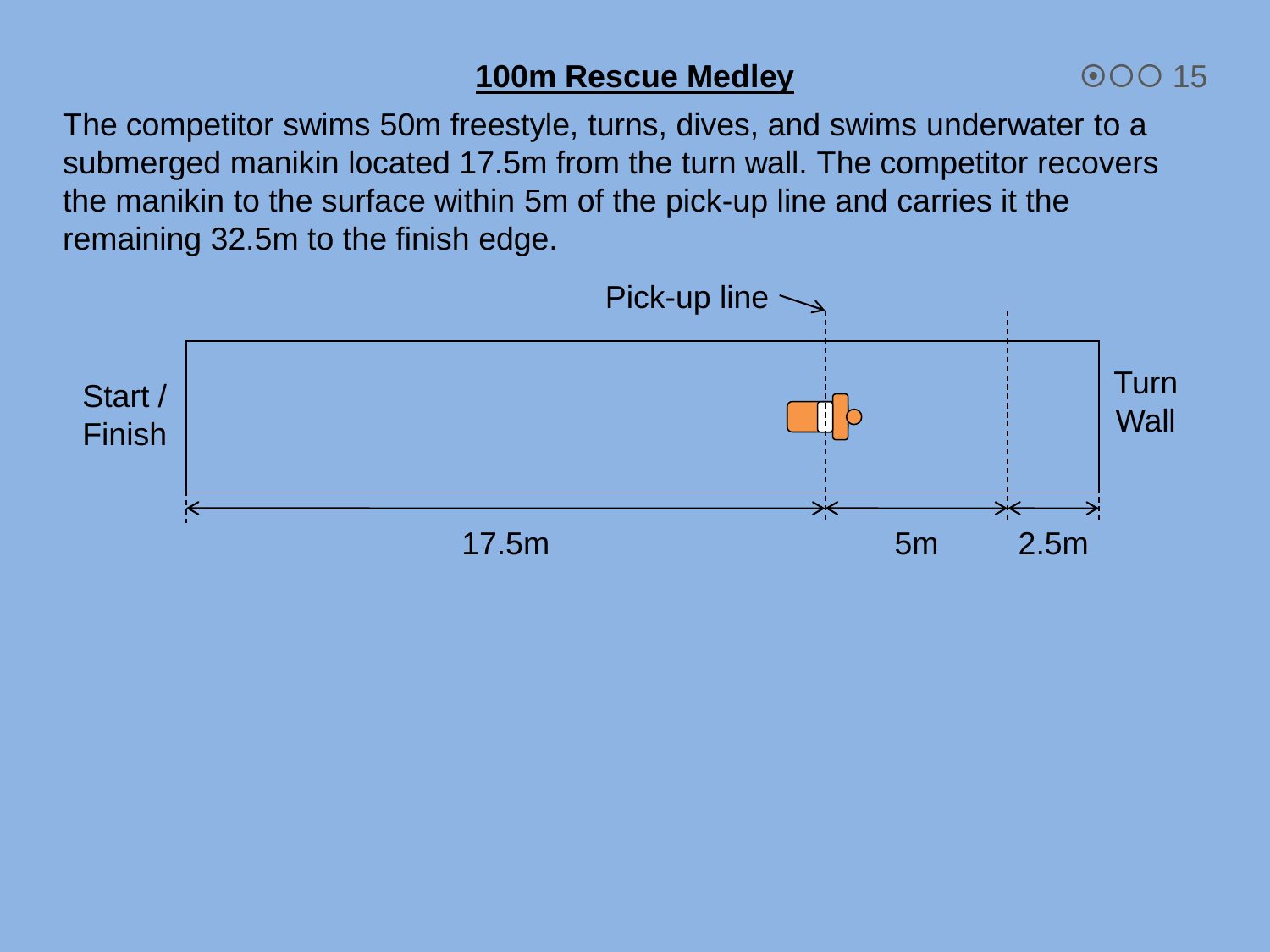# 100m Rescue Medley

The competitor swims 50m freestyle, turns, dives, and swims underwater to a submerged manikin located 17.5m from the turn wall. The competitor recovers the manikin to the surface within 5m of the pick-up line and carries it the remaining 32.5m to the finish edge.

Pick-up line

Start / Finish

Turn Wall

17.5m 5m 2.5m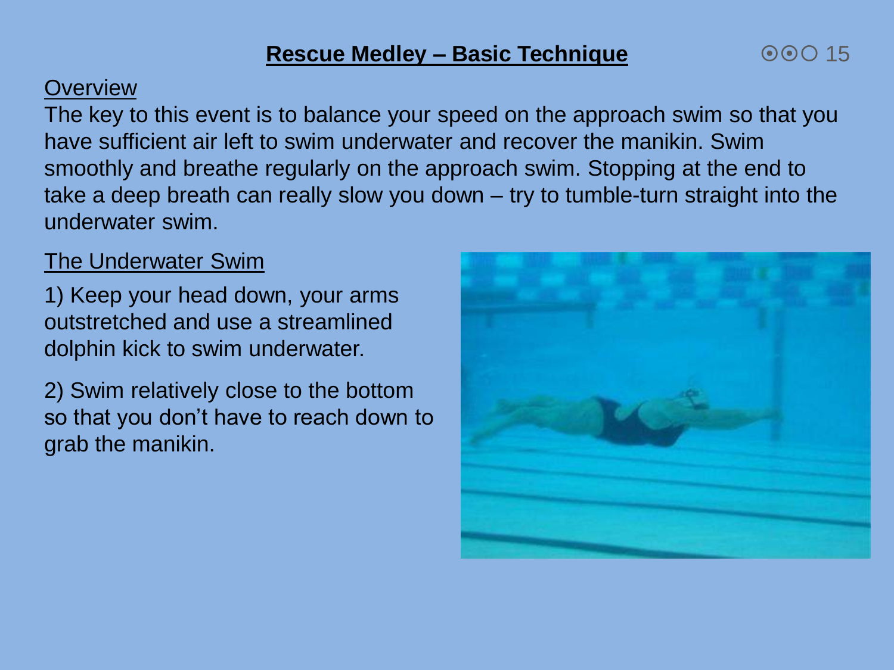# Rescue Medley – Basic Technique

## Overview

The key to this event is to balance your speed on the approach swim so that you have sufficient air left to swim underwater and recover the manikin. Swim smoothly and breathe regularly on the approach swim. Stopping at the end to take a deep breath can really slow you down – try to tumble-turn straight into the underwater swim.

## The Underwater Swim

1) Keep your head down, your arms outstretched and use a streamlined dolphin kick to swim underwater.

2) Swim relatively close to the bottom so that you don't have to reach down to grab the manikin.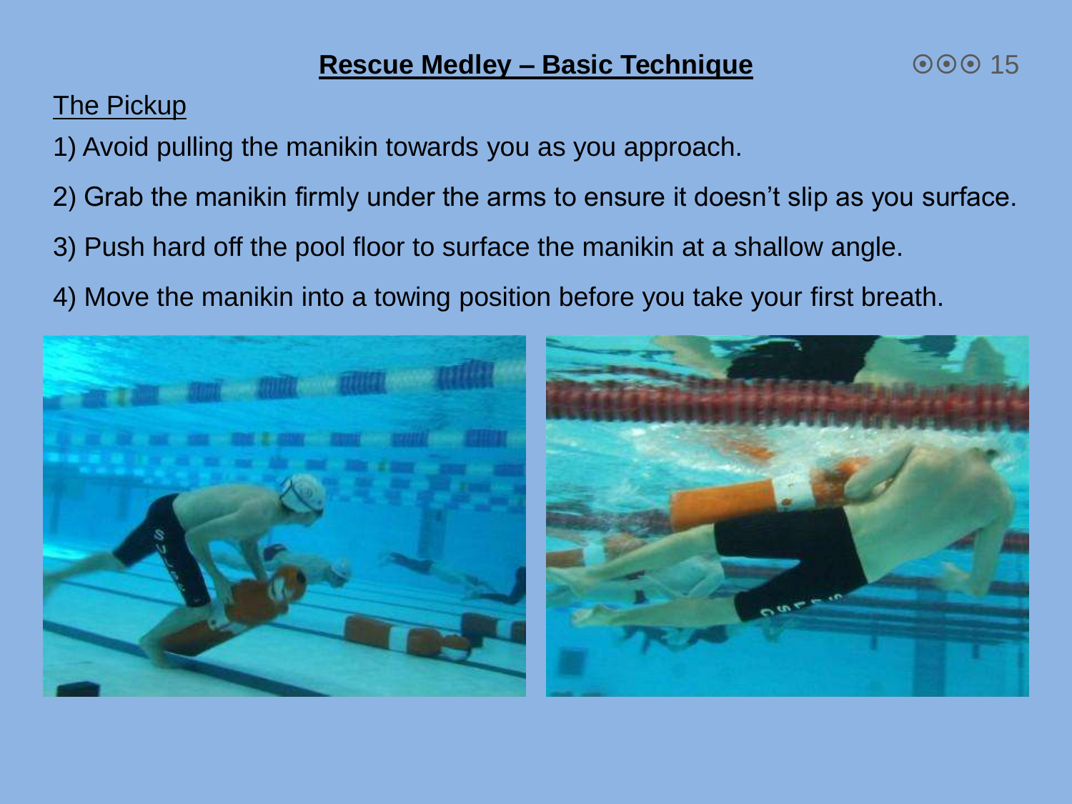# Rescue Medley – Basic Technique

## The Pickup

1) Avoid pulling the manikin towards you as you approach.

2) Grab the manikin firmly under the arms to ensure it doesn't slip as you surface.

3) Push hard off the pool floor to surface the manikin at a shallow angle.

4) Move the manikin into a towing position before you take your first breath.